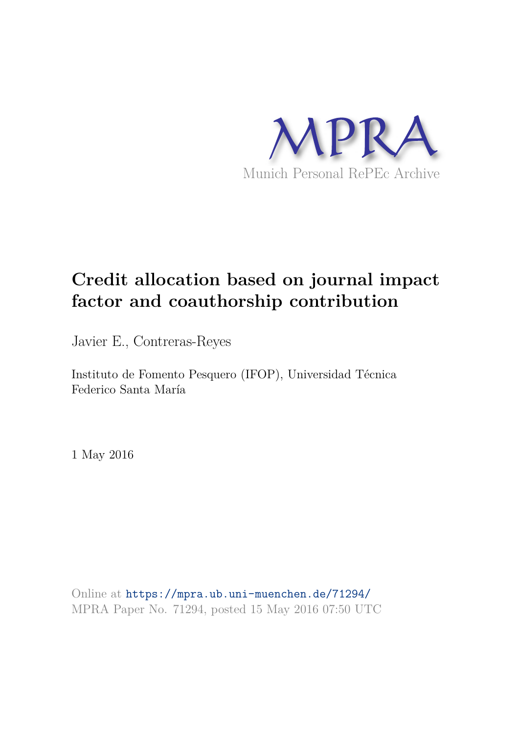MPRA

Munich Personal RePEc Archive

# Credit allocation based on journal impact factor and coauthorship contribution

Javier E., Contreras-Reyes

Instituto de Fomento Pesquero (IFOP), Universidad Técnica Federico Santa María

1 May 2016

Online at https://mpra.ub.uni-muenchen.de/71294/
MPRA Paper No. 71294, posted 15 May 2016 07:50 UTC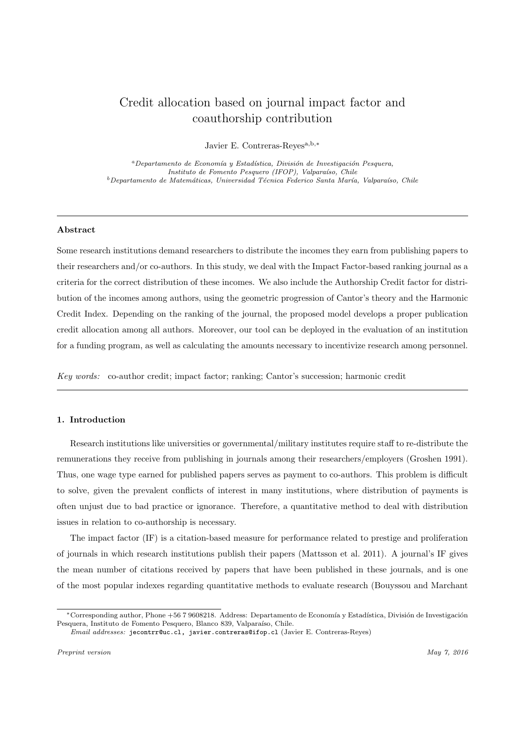# Credit allocation based on journal impact factor and coauthorship contribution

Javier E. Contreras-Reyes[a,b,*]

[a] *Departamento de Economía y Estadística, División de Investigación Pesquera, Instituto de Fomento Pesquero (IFOP), Valparaíso, Chile*
[b] *Departamento de Matemáticas, Universidad Técnica Federico Santa María, Valparaíso, Chile*

---

## Abstract

Some research institutions demand researchers to distribute the incomes they earn from publishing papers to their researchers and/or co-authors. In this study, we deal with the Impact Factor-based ranking journal as a criteria for the correct distribution of these incomes. We also include the Authorship Credit factor for distribution of the incomes among authors, using the geometric progression of Cantor's theory and the Harmonic Credit Index. Depending on the ranking of the journal, the proposed model develops a proper publication credit allocation among all authors. Moreover, our tool can be deployed in the evaluation of an institution for a funding program, as well as calculating the amounts necessary to incentivize research among personnel.

*Key words:* co-author credit; impact factor; ranking; Cantor's succession; harmonic credit

---

## 1. Introduction

Research institutions like universities or governmental/military institutes require staff to re-distribute the remunerations they receive from publishing in journals among their researchers/employers (Groshen 1991). Thus, one wage type earned for published papers serves as payment to co-authors. This problem is difficult to solve, given the prevalent conflicts of interest in many institutions, where distribution of payments is often unjust due to bad practice or ignorance. Therefore, a quantitative method to deal with distribution issues in relation to co-authorship is necessary.

The impact factor (IF) is a citation-based measure for performance related to prestige and proliferation of journals in which research institutions publish their papers (Mattsson et al. 2011). A journal's IF gives the mean number of citations received by papers that have been published in these journals, and is one of the most popular indexes regarding quantitative methods to evaluate research (Bouyssou and Marchant

---

*Corresponding author, Phone +56 7 9608218. Address: Departamento de Economía y Estadística, División de Investigación Pesquera, Instituto de Fomento Pesquero, Blanco 839, Valparaíso, Chile.

*Email addresses:* jecontrr@uc.cl, javier.contreras@ifop.cl (Javier E. Contreras-Reyes)

*Preprint version* *May 7, 2016*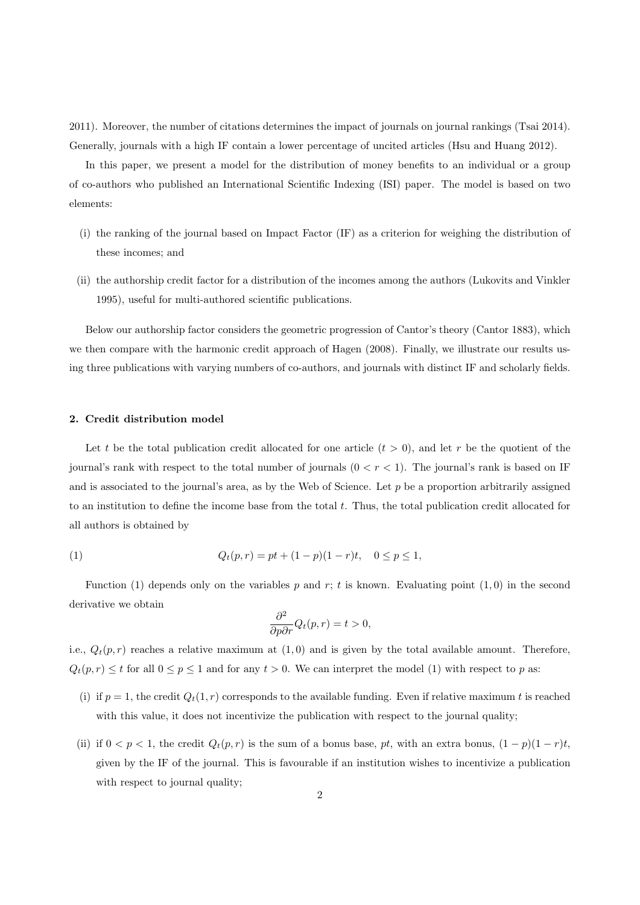2011). Moreover, the number of citations determines the impact of journals on journal rankings (Tsai 2014). Generally, journals with a high IF contain a lower percentage of uncited articles (Hsu and Huang 2012).

In this paper, we present a model for the distribution of money benefits to an individual or a group of co-authors who published an International Scientific Indexing (ISI) paper. The model is based on two elements:

(i) the ranking of the journal based on Impact Factor (IF) as a criterion for weighing the distribution of these incomes; and

(ii) the authorship credit factor for a distribution of the incomes among the authors (Lukovits and Vinkler 1995), useful for multi-authored scientific publications.

Below our authorship factor considers the geometric progression of Cantor's theory (Cantor 1883), which we then compare with the harmonic credit approach of Hagen (2008). Finally, we illustrate our results using three publications with varying numbers of co-authors, and journals with distinct IF and scholarly fields.

## 2. Credit distribution model

Let $t$ be the total publication credit allocated for one article ($t > 0$), and let $r$ be the quotient of the journal's rank with respect to the total number of journals ($0 < r < 1$). The journal's rank is based on IF and is associated to the journal's area, as by the Web of Science. Let $p$ be a proportion arbitrarily assigned to an institution to define the income base from the total $t$. Thus, the total publication credit allocated for all authors is obtained by

$$Q_t(p, r) = pt + (1-p)(1-r)t, \quad 0 \leq p \leq 1, \tag{1}$$

Function (1) depends only on the variables $p$ and $r$; $t$ is known. Evaluating point $(1, 0)$ in the second derivative we obtain

$$\frac{\partial^2}{\partial p \partial r} Q_t(p, r) = t > 0,$$

i.e., $Q_t(p, r)$ reaches a relative maximum at $(1, 0)$ and is given by the total available amount. Therefore, $Q_t(p, r) \leq t$ for all $0 \leq p \leq 1$ and for any $t > 0$. We can interpret the model (1) with respect to $p$ as:

(i) if $p = 1$, the credit $Q_t(1, r)$ corresponds to the available funding. Even if relative maximum $t$ is reached with this value, it does not incentivize the publication with respect to the journal quality;

(ii) if $0 < p < 1$, the credit $Q_t(p, r)$ is the sum of a bonus base, $pt$, with an extra bonus, $(1-p)(1-r)t$, given by the IF of the journal. This is favourable if an institution wishes to incentivize a publication with respect to journal quality;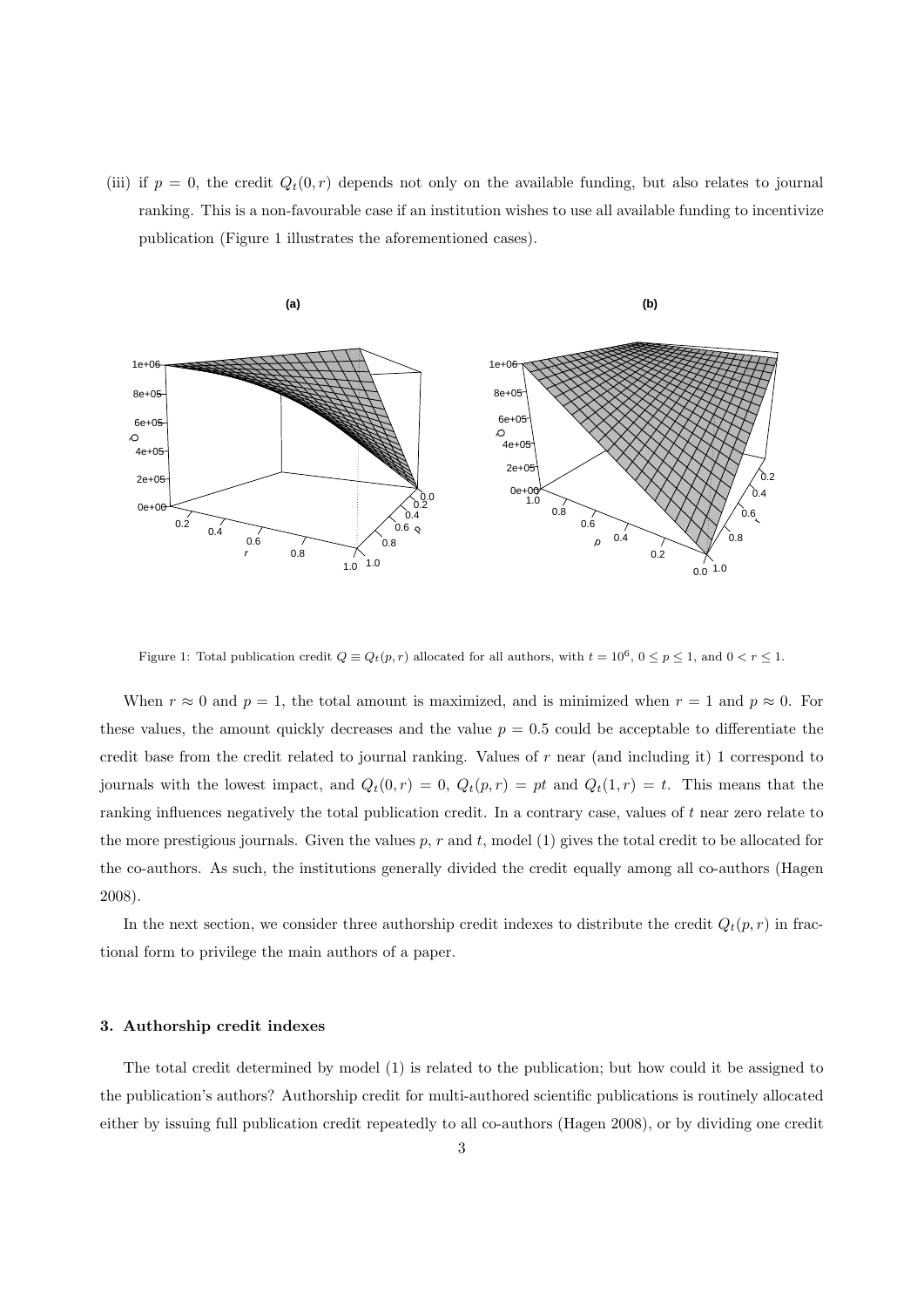(iii) if $p = 0$, the credit $Q_t(0, r)$ depends not only on the available funding, but also relates to journal ranking. This is a non-favourable case if an institution wishes to use all available funding to incentivize publication (Figure 1 illustrates the aforementioned cases).

Figure 1: Total publication credit $Q \equiv Q_t(p, r)$ allocated for all authors, with $t = 10^6$, $0 \leq p \leq 1$, and $0 < r \leq 1$.

When $r \approx 0$ and $p = 1$, the total amount is maximized, and is minimized when $r = 1$ and $p \approx 0$. For these values, the amount quickly decreases and the value $p = 0.5$ could be acceptable to differentiate the credit base from the credit related to journal ranking. Values of $r$ near (and including it) 1 correspond to journals with the lowest impact, and $Q_t(0, r) = 0$, $Q_t(p, r) = pt$ and $Q_t(1, r) = t$. This means that the ranking influences negatively the total publication credit. In a contrary case, values of $t$ near zero relate to the more prestigious journals. Given the values $p$, $r$ and $t$, model (1) gives the total credit to be allocated for the co-authors. As such, the institutions generally divided the credit equally among all co-authors (Hagen 2008).

In the next section, we consider three authorship credit indexes to distribute the credit $Q_t(p, r)$ in fractional form to privilege the main authors of a paper.

### 3. Authorship credit indexes

The total credit determined by model (1) is related to the publication; but how could it be assigned to the publication's authors? Authorship credit for multi-authored scientific publications is routinely allocated either by issuing full publication credit repeatedly to all co-authors (Hagen 2008), or by dividing one credit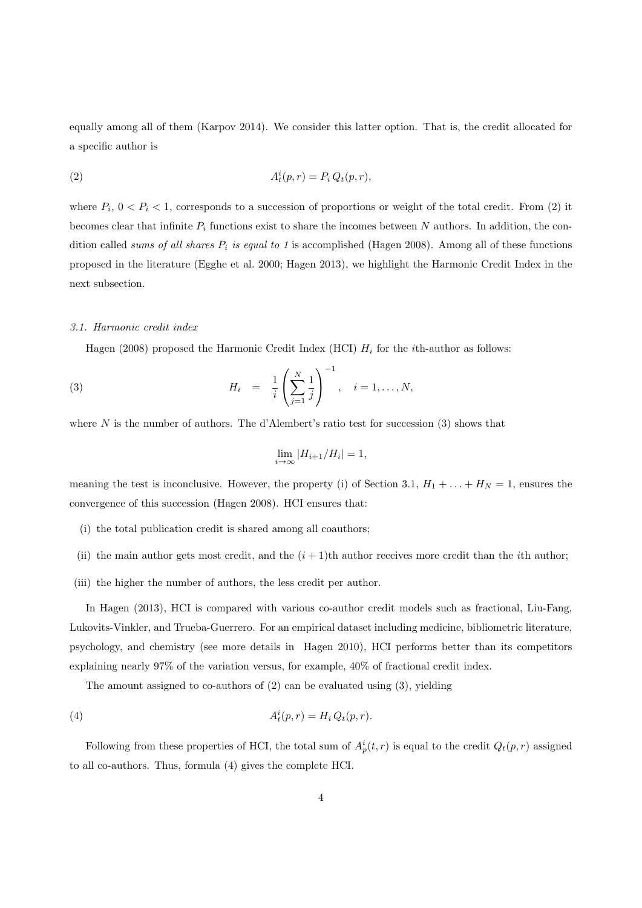equally among all of them (Karpov 2014). We consider this latter option. That is, the credit allocated for a specific author is

$$A_t^i(p,r) = P_i \, Q_t(p,r), \tag{2}$$

where $P_i$, $0 < P_i < 1$, corresponds to a succession of proportions or weight of the total credit. From (2) it becomes clear that infinite $P_i$ functions exist to share the incomes between $N$ authors. In addition, the condition called *sums of all shares* $P_i$ *is equal to 1* is accomplished (Hagen 2008). Among all of these functions proposed in the literature (Egghe et al. 2000; Hagen 2013), we highlight the Harmonic Credit Index in the next subsection.

### *3.1. Harmonic credit index*

Hagen (2008) proposed the Harmonic Credit Index (HCI) $H_i$ for the $i$th-author as follows:

$$H_i \;=\; \frac{1}{i}\left(\sum_{j=1}^{N}\frac{1}{j}\right)^{-1}, \quad i = 1,\ldots,N, \tag{3}$$

where $N$ is the number of authors. The d'Alembert's ratio test for succession (3) shows that

$$\lim_{i\to\infty} |H_{i+1}/H_i| = 1,$$

meaning the test is inconclusive. However, the property (i) of Section 3.1, $H_1 + \ldots + H_N = 1$, ensures the convergence of this succession (Hagen 2008). HCI ensures that:

(i) the total publication credit is shared among all coauthors;

(ii) the main author gets most credit, and the $(i+1)$th author receives more credit than the $i$th author;

(iii) the higher the number of authors, the less credit per author.

In Hagen (2013), HCI is compared with various co-author credit models such as fractional, Liu-Fang, Lukovits-Vinkler, and Trueba-Guerrero. For an empirical dataset including medicine, bibliometric literature, psychology, and chemistry (see more details in Hagen 2010), HCI performs better than its competitors explaining nearly 97% of the variation versus, for example, 40% of fractional credit index.

The amount assigned to co-authors of (2) can be evaluated using (3), yielding

$$A_t^i(p,r) = H_i \, Q_t(p,r). \tag{4}$$

Following from these properties of HCI, the total sum of $A_p^i(t,r)$ is equal to the credit $Q_t(p,r)$ assigned to all co-authors. Thus, formula (4) gives the complete HCI.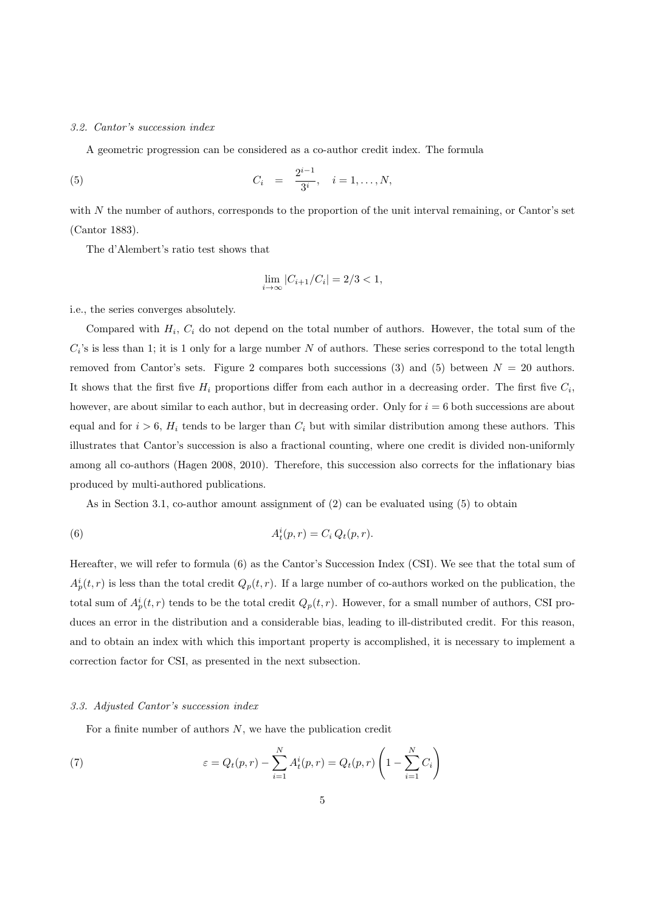### *3.2. Cantor's succession index*

A geometric progression can be considered as a co-author credit index. The formula

$$C_i = \frac{2^{i-1}}{3^i}, \quad i = 1, \ldots, N, \tag{5}$$

with $N$ the number of authors, corresponds to the proportion of the unit interval remaining, or Cantor's set (Cantor 1883).

The d'Alembert's ratio test shows that

$$\lim_{i \to \infty} |C_{i+1}/C_i| = 2/3 < 1,$$

i.e., the series converges absolutely.

Compared with $H_i$, $C_i$ do not depend on the total number of authors. However, the total sum of the $C_i$'s is less than 1; it is 1 only for a large number $N$ of authors. These series correspond to the total length removed from Cantor's sets. Figure 2 compares both successions (3) and (5) between $N = 20$ authors. It shows that the first five $H_i$ proportions differ from each author in a decreasing order. The first five $C_i$, however, are about similar to each author, but in decreasing order. Only for $i = 6$ both successions are about equal and for $i > 6$, $H_i$ tends to be larger than $C_i$ but with similar distribution among these authors. This illustrates that Cantor's succession is also a fractional counting, where one credit is divided non-uniformly among all co-authors (Hagen 2008, 2010). Therefore, this succession also corrects for the inflationary bias produced by multi-authored publications.

As in Section 3.1, co-author amount assignment of (2) can be evaluated using (5) to obtain

$$A_t^i(p, r) = C_i \, Q_t(p, r). \tag{6}$$

Hereafter, we will refer to formula (6) as the Cantor's Succession Index (CSI). We see that the total sum of $A_p^i(t, r)$ is less than the total credit $Q_p(t, r)$. If a large number of co-authors worked on the publication, the total sum of $A_p^i(t, r)$ tends to be the total credit $Q_p(t, r)$. However, for a small number of authors, CSI produces an error in the distribution and a considerable bias, leading to ill-distributed credit. For this reason, and to obtain an index with which this important property is accomplished, it is necessary to implement a correction factor for CSI, as presented in the next subsection.

### *3.3. Adjusted Cantor's succession index*

For a finite number of authors $N$, we have the publication credit

$$\varepsilon = Q_t(p, r) - \sum_{i=1}^{N} A_t^i(p, r) = Q_t(p, r) \left( 1 - \sum_{i=1}^{N} C_i \right) \tag{7}$$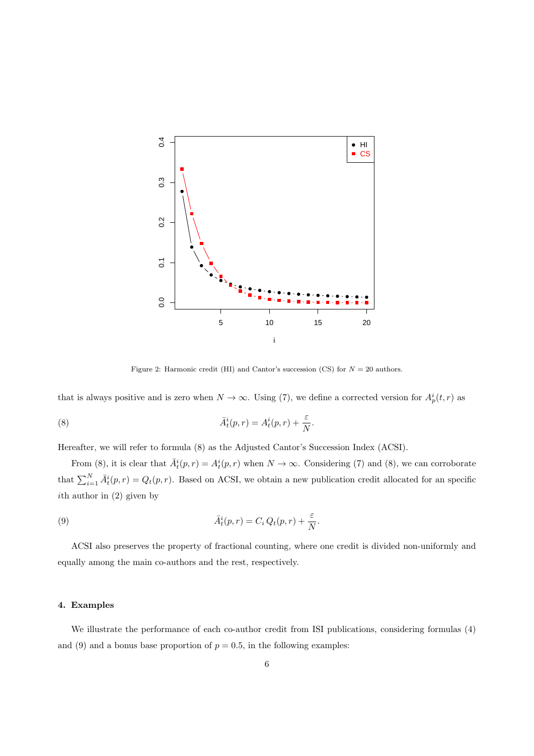Figure 2: Harmonic credit (HI) and Cantor's succession (CS) for $N = 20$ authors.

that is always positive and is zero when $N \to \infty$. Using (7), we define a corrected version for $A_p^i(t,r)$ as

$$\bar{A}_t^i(p,r) = A_t^i(p,r) + \frac{\varepsilon}{N}. \tag{8}$$

Hereafter, we will refer to formula (8) as the Adjusted Cantor's Succession Index (ACSI).

From (8), it is clear that $\bar{A}_t^i(p,r) = A_t^i(p,r)$ when $N \to \infty$. Considering (7) and (8), we can corroborate that $\sum_{i=1}^{N} \bar{A}_t^i(p,r) = Q_t(p,r)$. Based on ACSI, we obtain a new publication credit allocated for an specific $i$th author in (2) given by

$$\bar{A}_t^i(p,r) = C_i\, Q_t(p,r) + \frac{\varepsilon}{N}. \tag{9}$$

ACSI also preserves the property of fractional counting, where one credit is divided non-uniformly and equally among the main co-authors and the rest, respectively.

## 4. Examples

We illustrate the performance of each co-author credit from ISI publications, considering formulas (4) and (9) and a bonus base proportion of $p = 0.5$, in the following examples: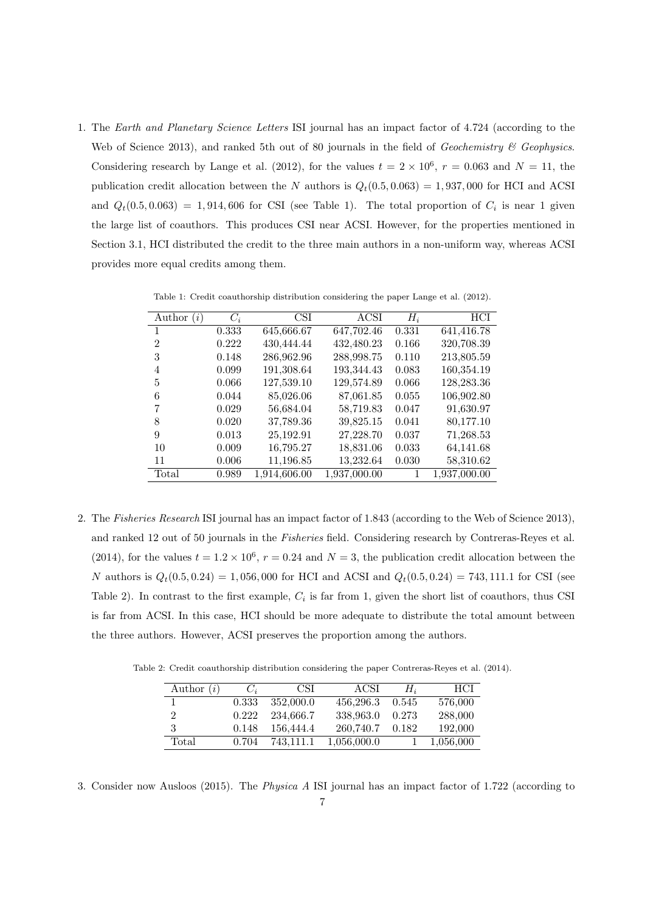1. The *Earth and Planetary Science Letters* ISI journal has an impact factor of 4.724 (according to the Web of Science 2013), and ranked 5th out of 80 journals in the field of *Geochemistry & Geophysics*. Considering research by Lange et al. (2012), for the values $t = 2 \times 10^6$, $r = 0.063$ and $N = 11$, the publication credit allocation between the $N$ authors is $Q_t(0.5, 0.063) = 1,937,000$ for HCI and ACSI and $Q_t(0.5, 0.063) = 1,914,606$ for CSI (see Table 1). The total proportion of $C_i$ is near 1 given the large list of coauthors. This produces CSI near ACSI. However, for the properties mentioned in Section 3.1, HCI distributed the credit to the three main authors in a non-uniform way, whereas ACSI provides more equal credits among them.

Table 1: Credit coauthorship distribution considering the paper Lange et al. (2012).

| Author ($i$) | $C_i$ | CSI | ACSI | $H_i$ | HCI |
|---|---|---|---|---|---|
| 1 | 0.333 | 645,666.67 | 647,702.46 | 0.331 | 641,416.78 |
| 2 | 0.222 | 430,444.44 | 432,480.23 | 0.166 | 320,708.39 |
| 3 | 0.148 | 286,962.96 | 288,998.75 | 0.110 | 213,805.59 |
| 4 | 0.099 | 191,308.64 | 193,344.43 | 0.083 | 160,354.19 |
| 5 | 0.066 | 127,539.10 | 129,574.89 | 0.066 | 128,283.36 |
| 6 | 0.044 | 85,026.06 | 87,061.85 | 0.055 | 106,902.80 |
| 7 | 0.029 | 56,684.04 | 58,719.83 | 0.047 | 91,630.97 |
| 8 | 0.020 | 37,789.36 | 39,825.15 | 0.041 | 80,177.10 |
| 9 | 0.013 | 25,192.91 | 27,228.70 | 0.037 | 71,268.53 |
| 10 | 0.009 | 16,795.27 | 18,831.06 | 0.033 | 64,141.68 |
| 11 | 0.006 | 11,196.85 | 13,232.64 | 0.030 | 58,310.62 |
| Total | 0.989 | 1,914,606.00 | 1,937,000.00 | 1 | 1,937,000.00 |

2. The *Fisheries Research* ISI journal has an impact factor of 1.843 (according to the Web of Science 2013), and ranked 12 out of 50 journals in the *Fisheries* field. Considering research by Contreras-Reyes et al. (2014), for the values $t = 1.2 \times 10^6$, $r = 0.24$ and $N = 3$, the publication credit allocation between the $N$ authors is $Q_t(0.5, 0.24) = 1,056,000$ for HCI and ACSI and $Q_t(0.5, 0.24) = 743,111.1$ for CSI (see Table 2). In contrast to the first example, $C_i$ is far from 1, given the short list of coauthors, thus CSI is far from ACSI. In this case, HCI should be more adequate to distribute the total amount between the three authors. However, ACSI preserves the proportion among the authors.

Table 2: Credit coauthorship distribution considering the paper Contreras-Reyes et al. (2014).

| Author ($i$) | $C_i$ | CSI | ACSI | $H_i$ | HCI |
|---|---|---|---|---|---|
| 1 | 0.333 | 352,000.0 | 456,296.3 | 0.545 | 576,000 |
| 2 | 0.222 | 234,666.7 | 338,963.0 | 0.273 | 288,000 |
| 3 | 0.148 | 156,444.4 | 260,740.7 | 0.182 | 192,000 |
| Total | 0.704 | 743,111.1 | 1,056,000.0 | 1 | 1,056,000 |

3. Consider now Ausloos (2015). The *Physica A* ISI journal has an impact factor of 1.722 (according to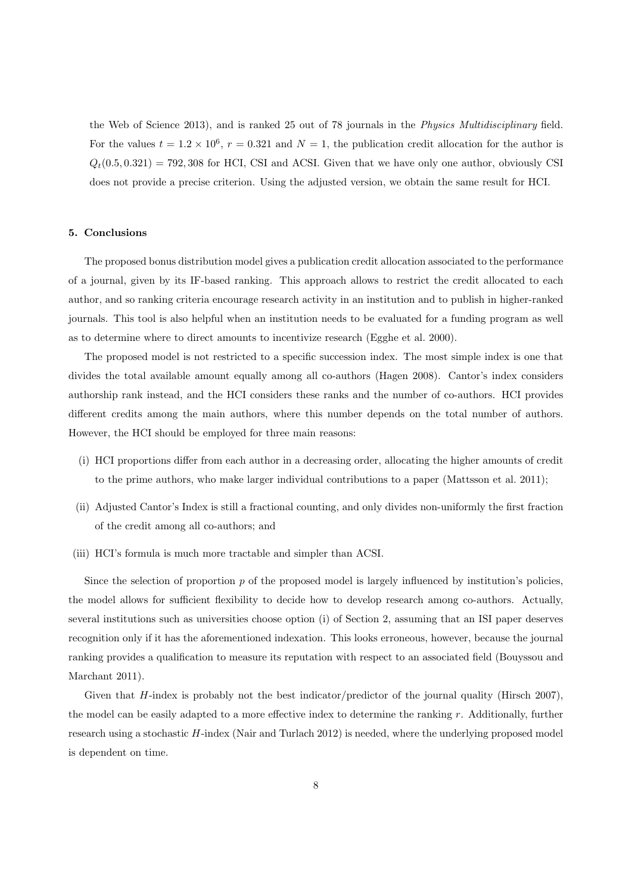the Web of Science 2013), and is ranked 25 out of 78 journals in the *Physics Multidisciplinary* field. For the values $t = 1.2 \times 10^6$, $r = 0.321$ and $N = 1$, the publication credit allocation for the author is $Q_t(0.5, 0.321) = 792,308$ for HCI, CSI and ACSI. Given that we have only one author, obviously CSI does not provide a precise criterion. Using the adjusted version, we obtain the same result for HCI.

## 5. Conclusions

The proposed bonus distribution model gives a publication credit allocation associated to the performance of a journal, given by its IF-based ranking. This approach allows to restrict the credit allocated to each author, and so ranking criteria encourage research activity in an institution and to publish in higher-ranked journals. This tool is also helpful when an institution needs to be evaluated for a funding program as well as to determine where to direct amounts to incentivize research (Egghe et al. 2000).

The proposed model is not restricted to a specific succession index. The most simple index is one that divides the total available amount equally among all co-authors (Hagen 2008). Cantor's index considers authorship rank instead, and the HCI considers these ranks and the number of co-authors. HCI provides different credits among the main authors, where this number depends on the total number of authors. However, the HCI should be employed for three main reasons:

(i) HCI proportions differ from each author in a decreasing order, allocating the higher amounts of credit to the prime authors, who make larger individual contributions to a paper (Mattsson et al. 2011);

(ii) Adjusted Cantor's Index is still a fractional counting, and only divides non-uniformly the first fraction of the credit among all co-authors; and

(iii) HCI's formula is much more tractable and simpler than ACSI.

Since the selection of proportion $p$ of the proposed model is largely influenced by institution's policies, the model allows for sufficient flexibility to decide how to develop research among co-authors. Actually, several institutions such as universities choose option (i) of Section 2, assuming that an ISI paper deserves recognition only if it has the aforementioned indexation. This looks erroneous, however, because the journal ranking provides a qualification to measure its reputation with respect to an associated field (Bouyssou and Marchant 2011).

Given that $H$-index is probably not the best indicator/predictor of the journal quality (Hirsch 2007), the model can be easily adapted to a more effective index to determine the ranking $r$. Additionally, further research using a stochastic $H$-index (Nair and Turlach 2012) is needed, where the underlying proposed model is dependent on time.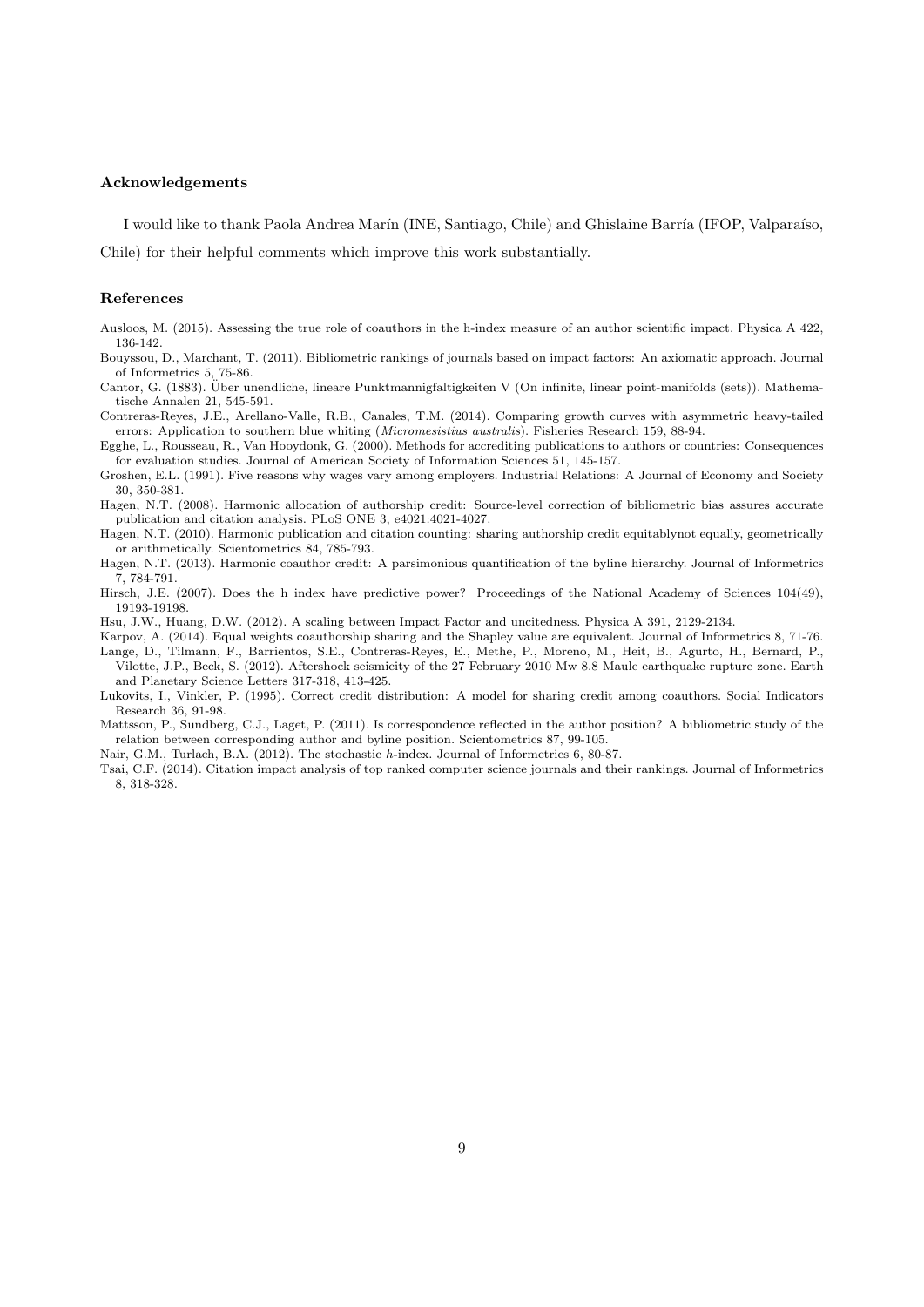### Acknowledgements

I would like to thank Paola Andrea Marín (INE, Santiago, Chile) and Ghislaine Barría (IFOP, Valparaíso, Chile) for their helpful comments which improve this work substantially.

### References

Ausloos, M. (2015). Assessing the true role of coauthors in the h-index measure of an author scientific impact. Physica A 422, 136-142.

Bouyssou, D., Marchant, T. (2011). Bibliometric rankings of journals based on impact factors: An axiomatic approach. Journal of Informetrics 5, 75-86.

Cantor, G. (1883). Über unendliche, lineare Punktmannigfaltigkeiten V (On infinite, linear point-manifolds (sets)). Mathematische Annalen 21, 545-591.

Contreras-Reyes, J.E., Arellano-Valle, R.B., Canales, T.M. (2014). Comparing growth curves with asymmetric heavy-tailed errors: Application to southern blue whiting (*Micromesistius australis*). Fisheries Research 159, 88-94.

Egghe, L., Rousseau, R., Van Hooydonk, G. (2000). Methods for accrediting publications to authors or countries: Consequences for evaluation studies. Journal of American Society of Information Sciences 51, 145-157.

Groshen, E.L. (1991). Five reasons why wages vary among employers. Industrial Relations: A Journal of Economy and Society 30, 350-381.

Hagen, N.T. (2008). Harmonic allocation of authorship credit: Source-level correction of bibliometric bias assures accurate publication and citation analysis. PLoS ONE 3, e4021:4021-4027.

Hagen, N.T. (2010). Harmonic publication and citation counting: sharing authorship credit equitablynot equally, geometrically or arithmetically. Scientometrics 84, 785-793.

Hagen, N.T. (2013). Harmonic coauthor credit: A parsimonious quantification of the byline hierarchy. Journal of Informetrics 7, 784-791.

Hirsch, J.E. (2007). Does the h index have predictive power? Proceedings of the National Academy of Sciences 104(49), 19193-19198.

Hsu, J.W., Huang, D.W. (2012). A scaling between Impact Factor and uncitedness. Physica A 391, 2129-2134.

Karpov, A. (2014). Equal weights coauthorship sharing and the Shapley value are equivalent. Journal of Informetrics 8, 71-76.

Lange, D., Tilmann, F., Barrientos, S.E., Contreras-Reyes, E., Methe, P., Moreno, M., Heit, B., Agurto, H., Bernard, P., Vilotte, J.P., Beck, S. (2012). Aftershock seismicity of the 27 February 2010 Mw 8.8 Maule earthquake rupture zone. Earth and Planetary Science Letters 317-318, 413-425.

Lukovits, I., Vinkler, P. (1995). Correct credit distribution: A model for sharing credit among coauthors. Social Indicators Research 36, 91-98.

Mattsson, P., Sundberg, C.J., Laget, P. (2011). Is correspondence reflected in the author position? A bibliometric study of the relation between corresponding author and byline position. Scientometrics 87, 99-105.

Nair, G.M., Turlach, B.A. (2012). The stochastic $h$-index. Journal of Informetrics 6, 80-87.

Tsai, C.F. (2014). Citation impact analysis of top ranked computer science journals and their rankings. Journal of Informetrics 8, 318-328.